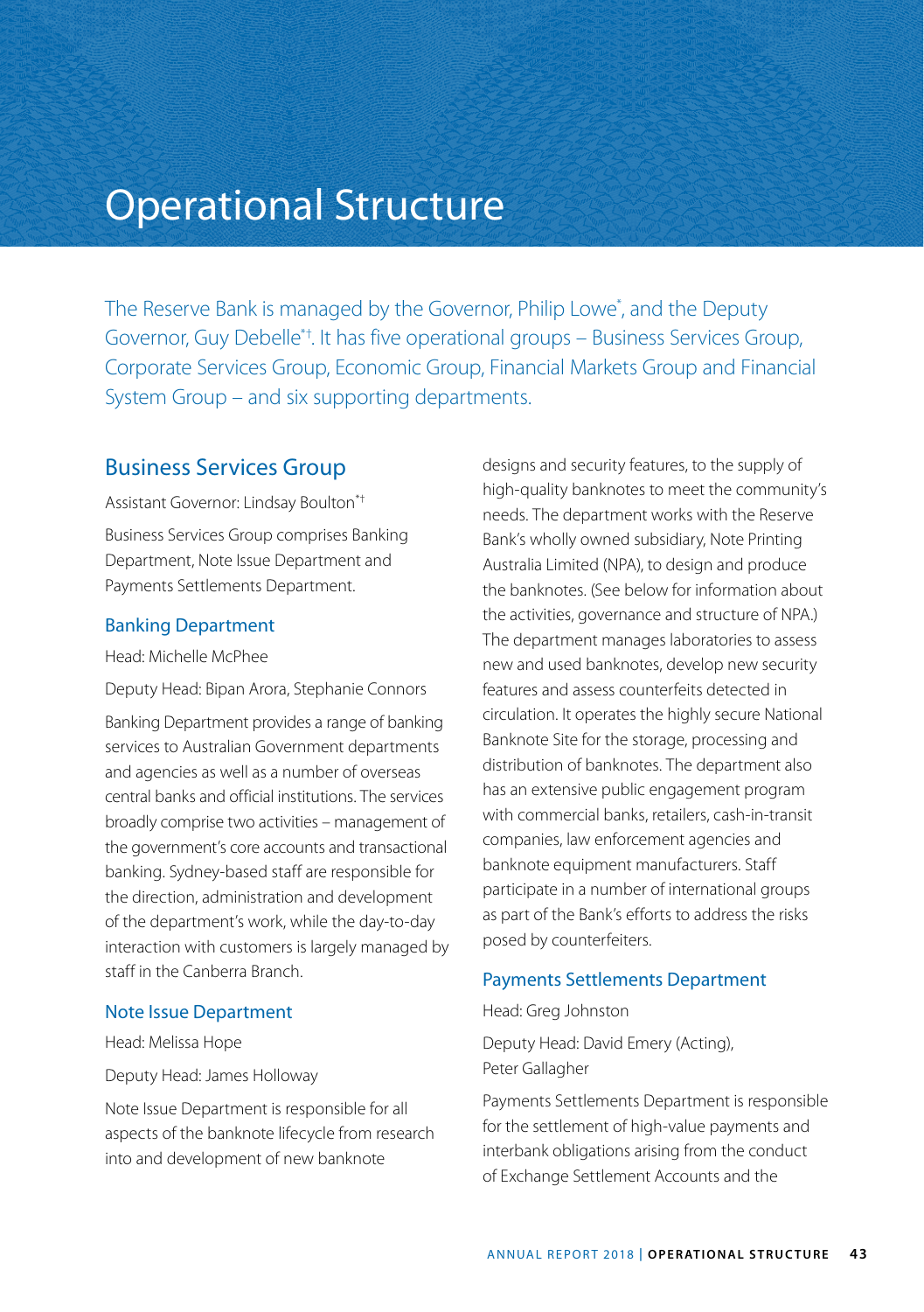# Operational Structure

The Reserve Bank is managed by the Governor, Philip Lowe[*], and the Deputy Governor, Guy Debelle[*†]. It has five operational groups – Business Services Group, Corporate Services Group, Economic Group, Financial Markets Group and Financial System Group – and six supporting departments.

## Business Services Group

Assistant Governor: Lindsay Boulton[*†]

Business Services Group comprises Banking Department, Note Issue Department and Payments Settlements Department.

### Banking Department

Head: Michelle McPhee

Deputy Head: Bipan Arora, Stephanie Connors

Banking Department provides a range of banking services to Australian Government departments and agencies as well as a number of overseas central banks and official institutions. The services broadly comprise two activities – management of the government's core accounts and transactional banking. Sydney-based staff are responsible for the direction, administration and development of the department's work, while the day-to-day interaction with customers is largely managed by staff in the Canberra Branch.

### Note Issue Department

Head: Melissa Hope

Deputy Head: James Holloway

Note Issue Department is responsible for all aspects of the banknote lifecycle from research into and development of new banknote designs and security features, to the supply of high-quality banknotes to meet the community's needs. The department works with the Reserve Bank's wholly owned subsidiary, Note Printing Australia Limited (NPA), to design and produce the banknotes. (See below for information about the activities, governance and structure of NPA.) The department manages laboratories to assess new and used banknotes, develop new security features and assess counterfeits detected in circulation. It operates the highly secure National Banknote Site for the storage, processing and distribution of banknotes. The department also has an extensive public engagement program with commercial banks, retailers, cash-in-transit companies, law enforcement agencies and banknote equipment manufacturers. Staff participate in a number of international groups as part of the Bank's efforts to address the risks posed by counterfeiters.

### Payments Settlements Department

Head: Greg Johnston

Deputy Head: David Emery (Acting), Peter Gallagher

Payments Settlements Department is responsible for the settlement of high-value payments and interbank obligations arising from the conduct of Exchange Settlement Accounts and the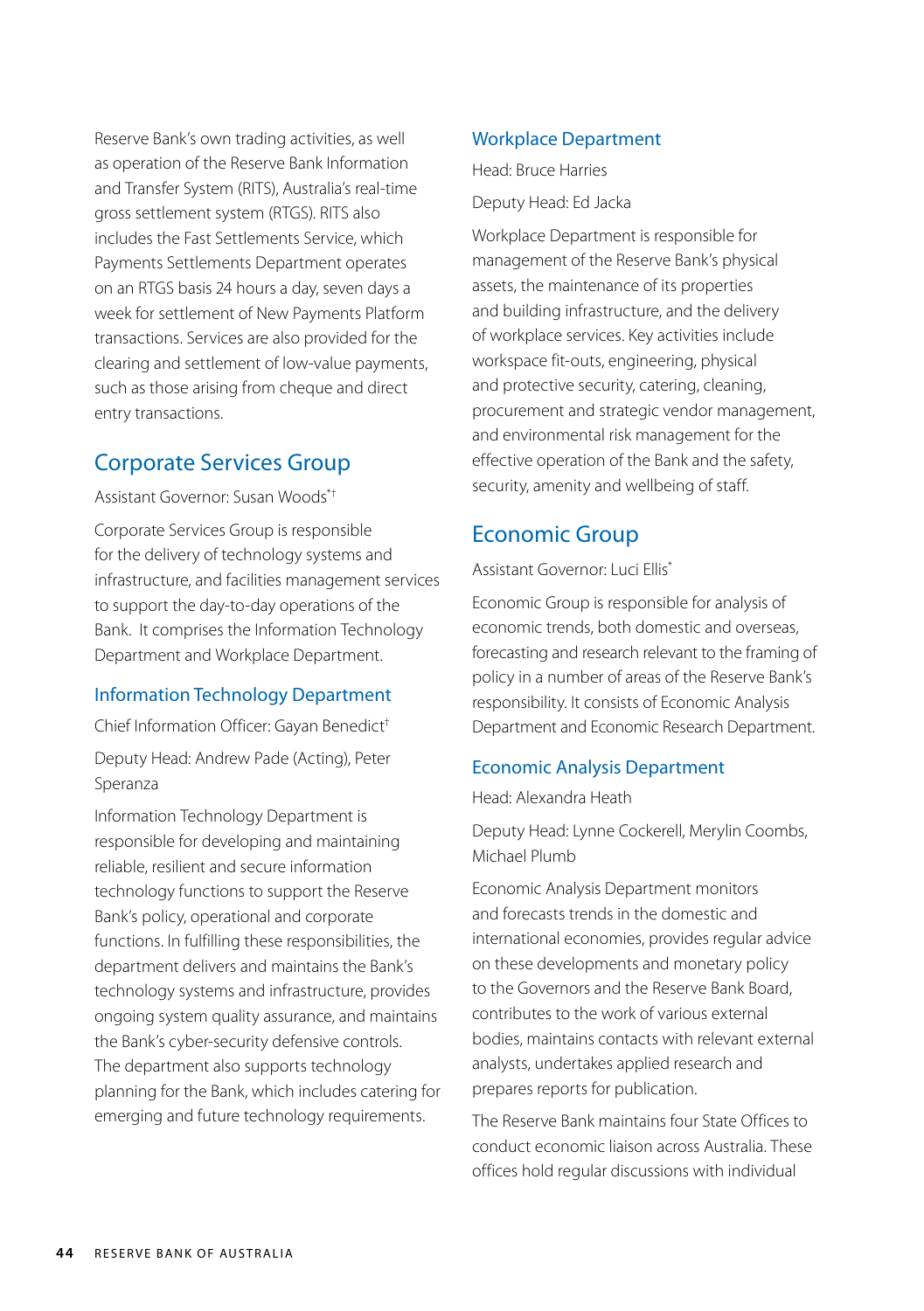Reserve Bank's own trading activities, as well as operation of the Reserve Bank Information and Transfer System (RITS), Australia's real-time gross settlement system (RTGS). RITS also includes the Fast Settlements Service, which Payments Settlements Department operates on an RTGS basis 24 hours a day, seven days a week for settlement of New Payments Platform transactions. Services are also provided for the clearing and settlement of low-value payments, such as those arising from cheque and direct entry transactions.

## Corporate Services Group

Assistant Governor: Susan Woods*†

Corporate Services Group is responsible for the delivery of technology systems and infrastructure, and facilities management services to support the day-to-day operations of the Bank. It comprises the Information Technology Department and Workplace Department.

### Information Technology Department

Chief Information Officer: Gayan Benedict†

Deputy Head: Andrew Pade (Acting), Peter Speranza

Information Technology Department is responsible for developing and maintaining reliable, resilient and secure information technology functions to support the Reserve Bank's policy, operational and corporate functions. In fulfilling these responsibilities, the department delivers and maintains the Bank's technology systems and infrastructure, provides ongoing system quality assurance, and maintains the Bank's cyber-security defensive controls. The department also supports technology planning for the Bank, which includes catering for emerging and future technology requirements.

### Workplace Department

Head: Bruce Harries

Deputy Head: Ed Jacka

Workplace Department is responsible for management of the Reserve Bank's physical assets, the maintenance of its properties and building infrastructure, and the delivery of workplace services. Key activities include workspace fit-outs, engineering, physical and protective security, catering, cleaning, procurement and strategic vendor management, and environmental risk management for the effective operation of the Bank and the safety, security, amenity and wellbeing of staff.

## Economic Group

Assistant Governor: Luci Ellis*

Economic Group is responsible for analysis of economic trends, both domestic and overseas, forecasting and research relevant to the framing of policy in a number of areas of the Reserve Bank's responsibility. It consists of Economic Analysis Department and Economic Research Department.

### Economic Analysis Department

Head: Alexandra Heath

Deputy Head: Lynne Cockerell, Merylin Coombs, Michael Plumb

Economic Analysis Department monitors and forecasts trends in the domestic and international economies, provides regular advice on these developments and monetary policy to the Governors and the Reserve Bank Board, contributes to the work of various external bodies, maintains contacts with relevant external analysts, undertakes applied research and prepares reports for publication.

The Reserve Bank maintains four State Offices to conduct economic liaison across Australia. These offices hold regular discussions with individual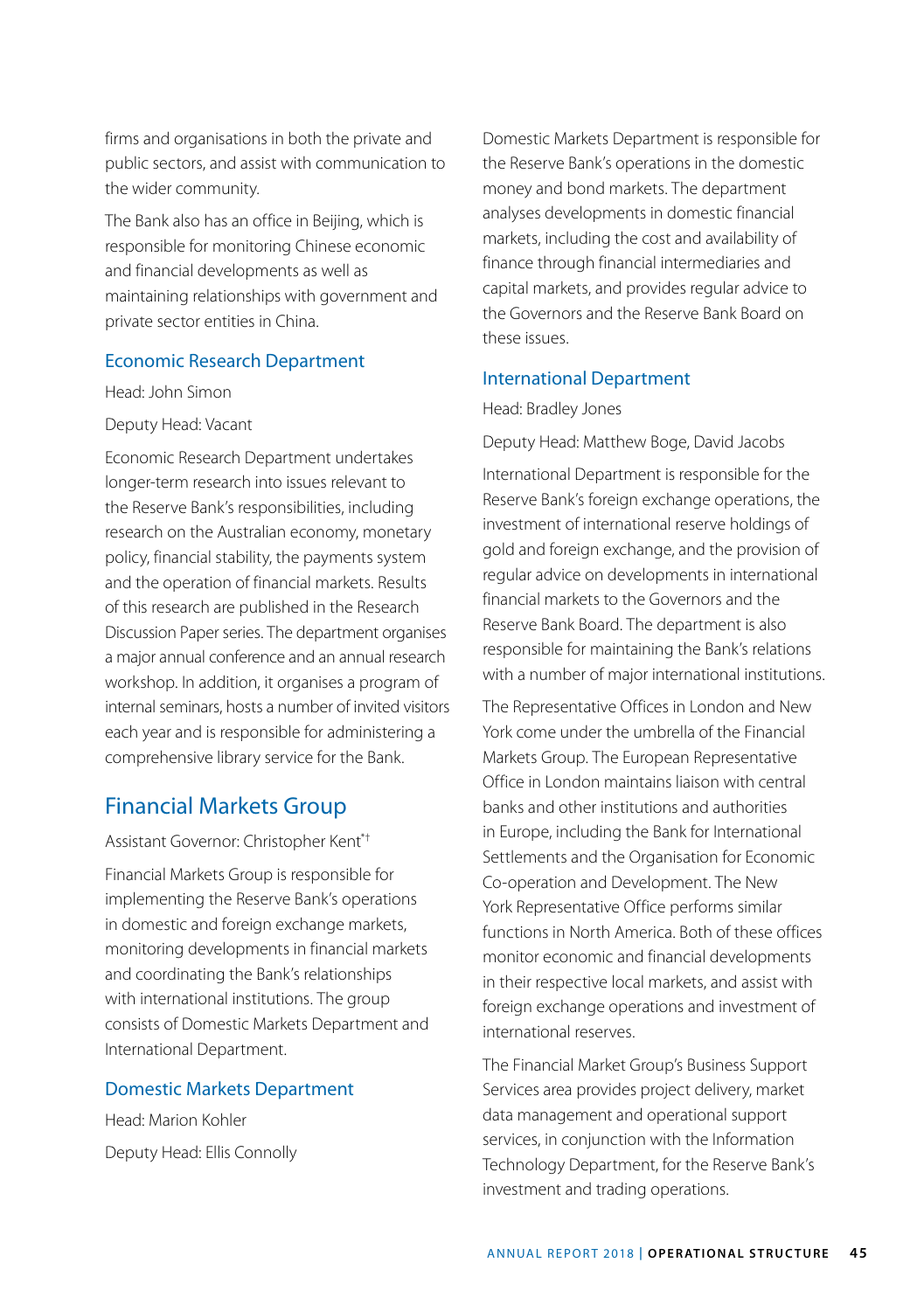firms and organisations in both the private and public sectors, and assist with communication to the wider community.

The Bank also has an office in Beijing, which is responsible for monitoring Chinese economic and financial developments as well as maintaining relationships with government and private sector entities in China.

### Economic Research Department

Head: John Simon

Deputy Head: Vacant

Economic Research Department undertakes longer-term research into issues relevant to the Reserve Bank's responsibilities, including research on the Australian economy, monetary policy, financial stability, the payments system and the operation of financial markets. Results of this research are published in the Research Discussion Paper series. The department organises a major annual conference and an annual research workshop. In addition, it organises a program of internal seminars, hosts a number of invited visitors each year and is responsible for administering a comprehensive library service for the Bank.

## Financial Markets Group

Assistant Governor: Christopher Kent*†

Financial Markets Group is responsible for implementing the Reserve Bank's operations in domestic and foreign exchange markets, monitoring developments in financial markets and coordinating the Bank's relationships with international institutions. The group consists of Domestic Markets Department and International Department.

### Domestic Markets Department

Head: Marion Kohler

Deputy Head: Ellis Connolly

Domestic Markets Department is responsible for the Reserve Bank's operations in the domestic money and bond markets. The department analyses developments in domestic financial markets, including the cost and availability of finance through financial intermediaries and capital markets, and provides regular advice to the Governors and the Reserve Bank Board on these issues.

### International Department

Head: Bradley Jones

Deputy Head: Matthew Boge, David Jacobs

International Department is responsible for the Reserve Bank's foreign exchange operations, the investment of international reserve holdings of gold and foreign exchange, and the provision of regular advice on developments in international financial markets to the Governors and the Reserve Bank Board. The department is also responsible for maintaining the Bank's relations with a number of major international institutions.

The Representative Offices in London and New York come under the umbrella of the Financial Markets Group. The European Representative Office in London maintains liaison with central banks and other institutions and authorities in Europe, including the Bank for International Settlements and the Organisation for Economic Co-operation and Development. The New York Representative Office performs similar functions in North America. Both of these offices monitor economic and financial developments in their respective local markets, and assist with foreign exchange operations and investment of international reserves.

The Financial Market Group's Business Support Services area provides project delivery, market data management and operational support services, in conjunction with the Information Technology Department, for the Reserve Bank's investment and trading operations.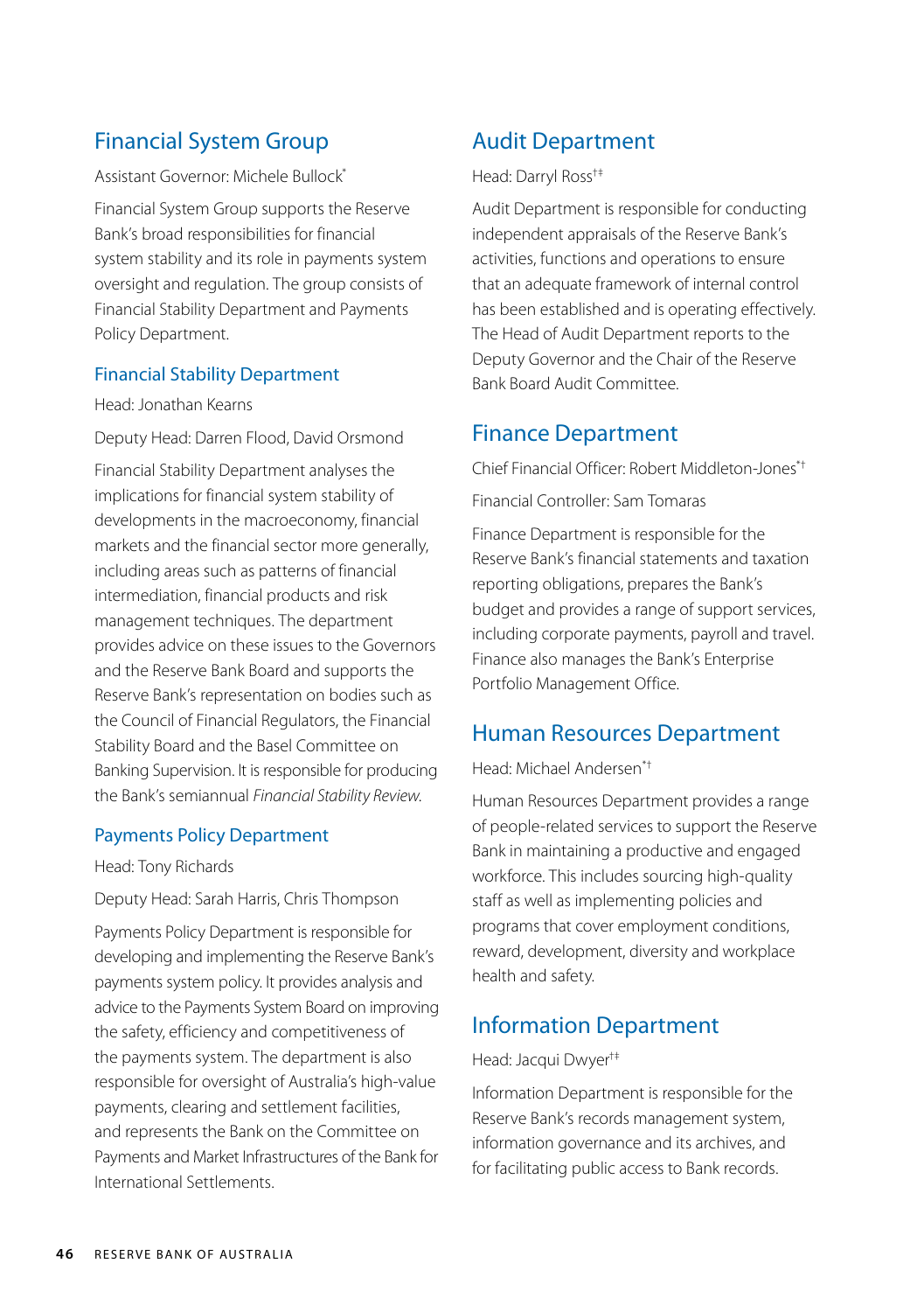## Financial System Group

Assistant Governor: Michele Bullock*

Financial System Group supports the Reserve Bank's broad responsibilities for financial system stability and its role in payments system oversight and regulation. The group consists of Financial Stability Department and Payments Policy Department.

### Financial Stability Department

Head: Jonathan Kearns

Deputy Head: Darren Flood, David Orsmond

Financial Stability Department analyses the implications for financial system stability of developments in the macroeconomy, financial markets and the financial sector more generally, including areas such as patterns of financial intermediation, financial products and risk management techniques. The department provides advice on these issues to the Governors and the Reserve Bank Board and supports the Reserve Bank's representation on bodies such as the Council of Financial Regulators, the Financial Stability Board and the Basel Committee on Banking Supervision. It is responsible for producing the Bank's semiannual *Financial Stability Review*.

### Payments Policy Department

Head: Tony Richards

Deputy Head: Sarah Harris, Chris Thompson

Payments Policy Department is responsible for developing and implementing the Reserve Bank's payments system policy. It provides analysis and advice to the Payments System Board on improving the safety, efficiency and competitiveness of the payments system. The department is also responsible for oversight of Australia's high-value payments, clearing and settlement facilities, and represents the Bank on the Committee on Payments and Market Infrastructures of the Bank for International Settlements.

## Audit Department

Head: Darryl Ross†‡

Audit Department is responsible for conducting independent appraisals of the Reserve Bank's activities, functions and operations to ensure that an adequate framework of internal control has been established and is operating effectively. The Head of Audit Department reports to the Deputy Governor and the Chair of the Reserve Bank Board Audit Committee.

## Finance Department

Chief Financial Officer: Robert Middleton-Jones*†

Financial Controller: Sam Tomaras

Finance Department is responsible for the Reserve Bank's financial statements and taxation reporting obligations, prepares the Bank's budget and provides a range of support services, including corporate payments, payroll and travel. Finance also manages the Bank's Enterprise Portfolio Management Office.

## Human Resources Department

Head: Michael Andersen*†

Human Resources Department provides a range of people-related services to support the Reserve Bank in maintaining a productive and engaged workforce. This includes sourcing high-quality staff as well as implementing policies and programs that cover employment conditions, reward, development, diversity and workplace health and safety.

## Information Department

Head: Jacqui Dwyer†‡

Information Department is responsible for the Reserve Bank's records management system, information governance and its archives, and for facilitating public access to Bank records.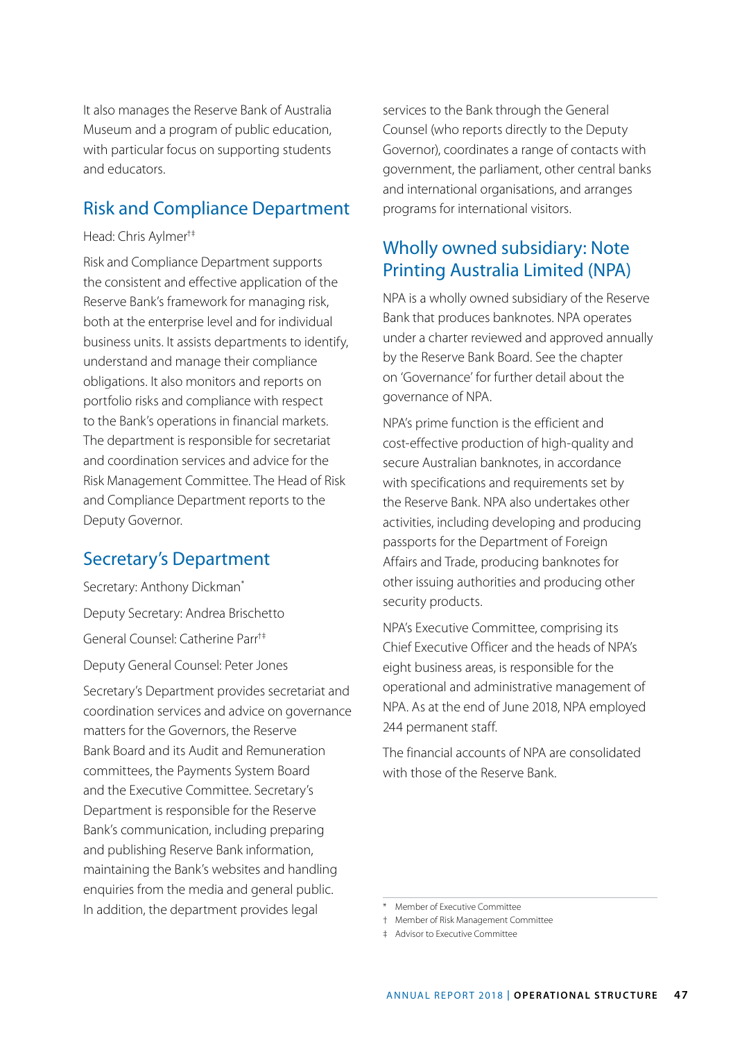It also manages the Reserve Bank of Australia Museum and a program of public education, with particular focus on supporting students and educators.

## Risk and Compliance Department

Head: Chris Aylmer†‡

Risk and Compliance Department supports the consistent and effective application of the Reserve Bank's framework for managing risk, both at the enterprise level and for individual business units. It assists departments to identify, understand and manage their compliance obligations. It also monitors and reports on portfolio risks and compliance with respect to the Bank's operations in financial markets. The department is responsible for secretariat and coordination services and advice for the Risk Management Committee. The Head of Risk and Compliance Department reports to the Deputy Governor.

## Secretary's Department

Secretary: Anthony Dickman*

Deputy Secretary: Andrea Brischetto

General Counsel: Catherine Parr†‡

Deputy General Counsel: Peter Jones

Secretary's Department provides secretariat and coordination services and advice on governance matters for the Governors, the Reserve Bank Board and its Audit and Remuneration committees, the Payments System Board and the Executive Committee. Secretary's Department is responsible for the Reserve Bank's communication, including preparing and publishing Reserve Bank information, maintaining the Bank's websites and handling enquiries from the media and general public. In addition, the department provides legal services to the Bank through the General Counsel (who reports directly to the Deputy Governor), coordinates a range of contacts with government, the parliament, other central banks and international organisations, and arranges programs for international visitors.

## Wholly owned subsidiary: Note Printing Australia Limited (NPA)

NPA is a wholly owned subsidiary of the Reserve Bank that produces banknotes. NPA operates under a charter reviewed and approved annually by the Reserve Bank Board. See the chapter on 'Governance' for further detail about the governance of NPA.

NPA's prime function is the efficient and cost-effective production of high-quality and secure Australian banknotes, in accordance with specifications and requirements set by the Reserve Bank. NPA also undertakes other activities, including developing and producing passports for the Department of Foreign Affairs and Trade, producing banknotes for other issuing authorities and producing other security products.

NPA's Executive Committee, comprising its Chief Executive Officer and the heads of NPA's eight business areas, is responsible for the operational and administrative management of NPA. As at the end of June 2018, NPA employed 244 permanent staff.

The financial accounts of NPA are consolidated with those of the Reserve Bank.

---

\* Member of Executive Committee
† Member of Risk Management Committee
‡ Advisor to Executive Committee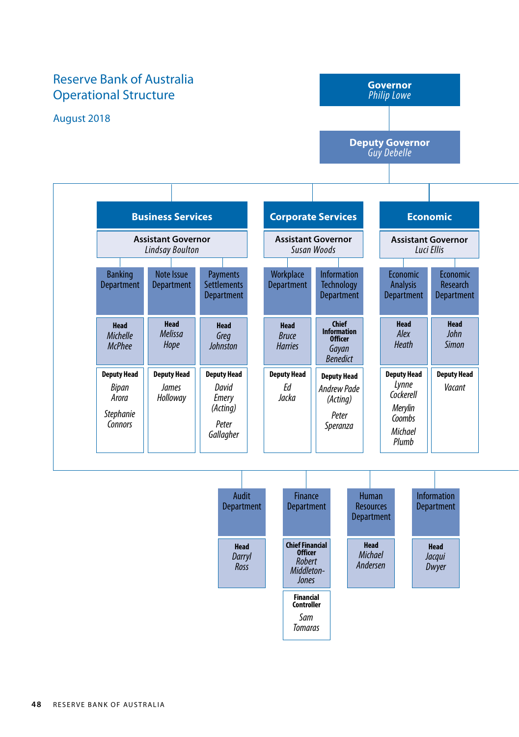# Reserve Bank of Australia Operational Structure

August 2018

**Governor**
*Philip Lowe*

**Deputy Governor**
*Guy Debelle*

## Business Services

**Assistant Governor**
*Lindsay Boulton*

| Department | Head | Deputy Head |
|---|---|---|
| Banking Department | *Michelle McPhee* | *Bipan Arora*; *Stephanie Connors* |
| Note Issue Department | *Melissa Hope* | *James Holloway* |
| Payments Settlements Department | *Greg Johnston* | *David Emery (Acting)*; *Peter Gallagher* |

## Corporate Services

**Assistant Governor**
*Susan Woods*

| Department | Head | Deputy Head |
|---|---|---|
| Workplace Department | Head: *Bruce Harries* | *Ed Jacka* |
| Information Technology Department | Chief Information Officer: *Gayan Benedict* | *Andrew Pade (Acting)*; *Peter Speranza* |

## Economic

**Assistant Governor**
*Luci Ellis*

| Department | Head | Deputy Head |
|---|---|---|
| Economic Analysis Department | *Alex Heath* | *Lynne Cockerell*; *Merylin Coombs*; *Michael Plumb* |
| Economic Research Department | *John Simon* | *Vacant* |

## Other Departments

| Department | Head |
|---|---|
| Audit Department | Head: *Darryl Ross* |
| Finance Department | Chief Financial Officer: *Robert Middleton-Jones*; Financial Controller: *Sam Tomaras* |
| Human Resources Department | Head: *Michael Andersen* |
| Information Department | Head: *Jacqui Dwyer* |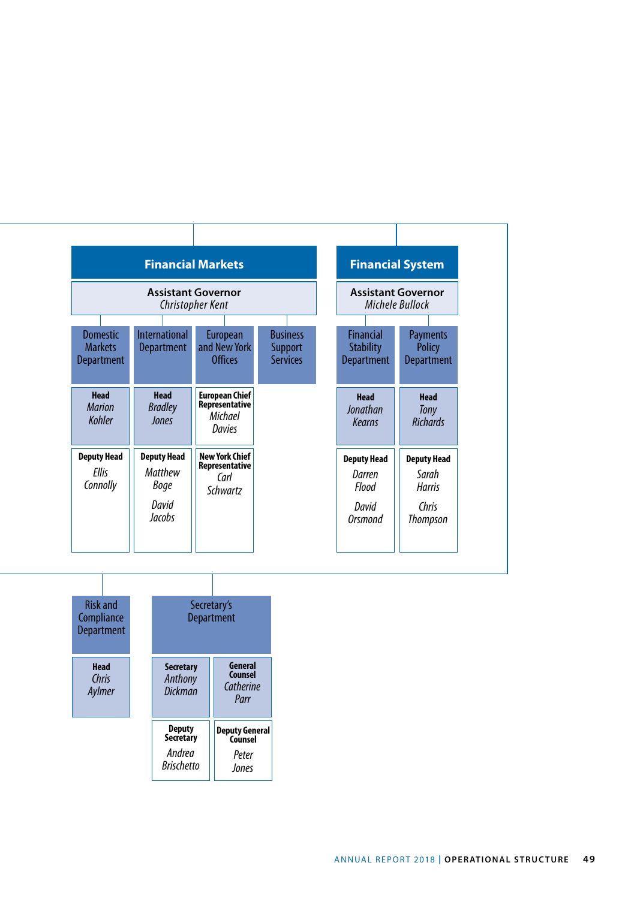## Financial Markets

**Assistant Governor**
*Christopher Kent*

### Domestic Markets Department

**Head**
*Marion Kohler*

**Deputy Head**
*Ellis Connolly*

### International Department

**Head**
*Bradley Jones*

**Deputy Head**
*Matthew Boge*
*David Jacobs*

### European and New York Offices

**European Chief Representative**
*Michael Davies*

**New York Chief Representative**
*Carl Schwartz*

### Business Support Services

## Financial System

**Assistant Governor**
*Michele Bullock*

### Financial Stability Department

**Head**
*Jonathan Kearns*

**Deputy Head**
*Darren Flood*
*David Orsmond*

### Payments Policy Department

**Head**
*Tony Richards*

**Deputy Head**
*Sarah Harris*
*Chris Thompson*

### Risk and Compliance Department

**Head**
*Chris Aylmer*

### Secretary's Department

**Secretary**
*Anthony Dickman*

**General Counsel**
*Catherine Parr*

**Deputy Secretary**
*Andrea Brischetto*

**Deputy General Counsel**
*Peter Jones*